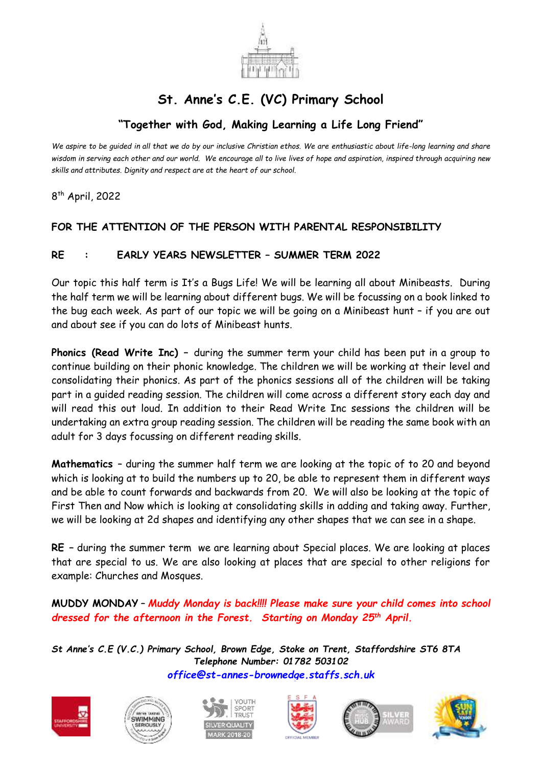# St. Anne's C.E. (VC) Primary School

## "Together with God, Making Learning a Life Long Friend"

*We aspire to be guided in all that we do by our inclusive Christian ethos. We are enthusiastic about life-long learning and share wisdom in serving each other and our world. We encourage all to live lives of hope and aspiration, inspired through acquiring new skills and attributes. Dignity and respect are at the heart of our school.*

8th April, 2022

**FOR THE ATTENTION OF THE PERSON WITH PARENTAL RESPONSIBILITY**

**RE : EARLY YEARS NEWSLETTER – SUMMER TERM 2022**

Our topic this half term is It's a Bugs Life! We will be learning all about Minibeasts. During the half term we will be learning about different bugs. We will be focussing on a book linked to the bug each week. As part of our topic we will be going on a Minibeast hunt – if you are out and about see if you can do lots of Minibeast hunts.

**Phonics (Read Write Inc)** – during the summer term your child has been put in a group to continue building on their phonic knowledge. The children we will be working at their level and consolidating their phonics. As part of the phonics sessions all of the children will be taking part in a guided reading session. The children will come across a different story each day and will read this out loud. In addition to their Read Write Inc sessions the children will be undertaking an extra group reading session. The children will be reading the same book with an adult for 3 days focussing on different reading skills.

**Mathematics** – during the summer half term we are looking at the topic of to 20 and beyond which is looking at to build the numbers up to 20, be able to represent them in different ways and be able to count forwards and backwards from 20. We will also be looking at the topic of First Then and Now which is looking at consolidating skills in adding and taking away. Further, we will be looking at 2d shapes and identifying any other shapes that we can see in a shape.

**RE** – during the summer term we are learning about Special places. We are looking at places that are special to us. We are also looking at places that are special to other religions for example: Churches and Mosques.

**MUDDY MONDAY** – ***Muddy Monday is back!!!! Please make sure your child comes into school dressed for the afternoon in the Forest. Starting on Monday 25th April.***

***St Anne's C.E (V.C.) Primary School, Brown Edge, Stoke on Trent, Staffordshire ST6 8TA***
***Telephone Number: 01782 503102***
***office@st-annes-brownedge.staffs.sch.uk***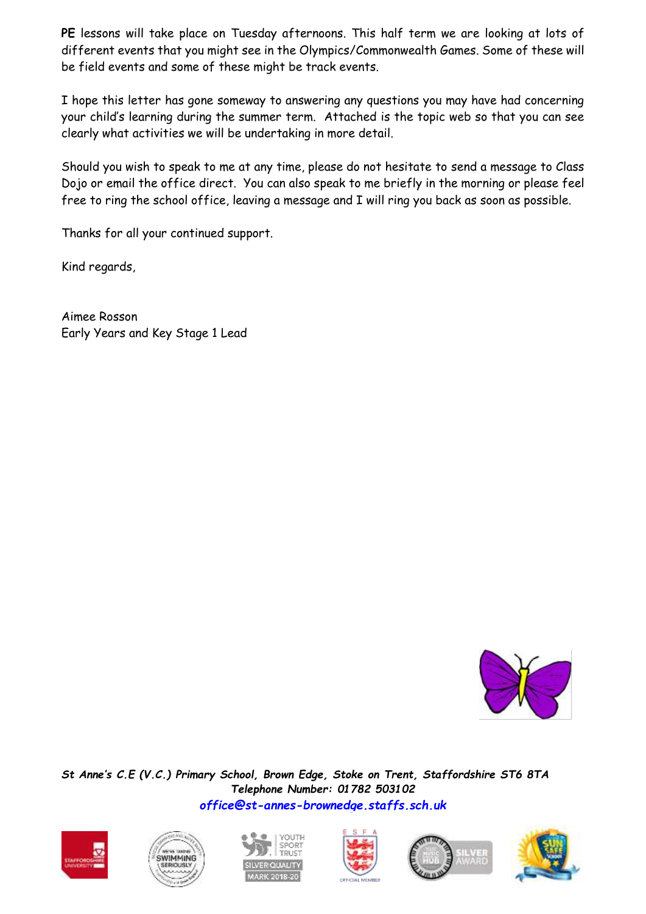**PE** lessons will take place on Tuesday afternoons. This half term we are looking at lots of different events that you might see in the Olympics/Commonwealth Games. Some of these will be field events and some of these might be track events.

I hope this letter has gone someway to answering any questions you may have had concerning your child's learning during the summer term. Attached is the topic web so that you can see clearly what activities we will be undertaking in more detail.

Should you wish to speak to me at any time, please do not hesitate to send a message to Class Dojo or email the office direct. You can also speak to me briefly in the morning or please feel free to ring the school office, leaving a message and I will ring you back as soon as possible.

Thanks for all your continued support.

Kind regards,

Aimee Rosson
Early Years and Key Stage 1 Lead

***St Anne's C.E (V.C.) Primary School, Brown Edge, Stoke on Trent, Staffordshire ST6 8TA***
***Telephone Number: 01782 503102***
***office@st-annes-brownedge.staffs.sch.uk***